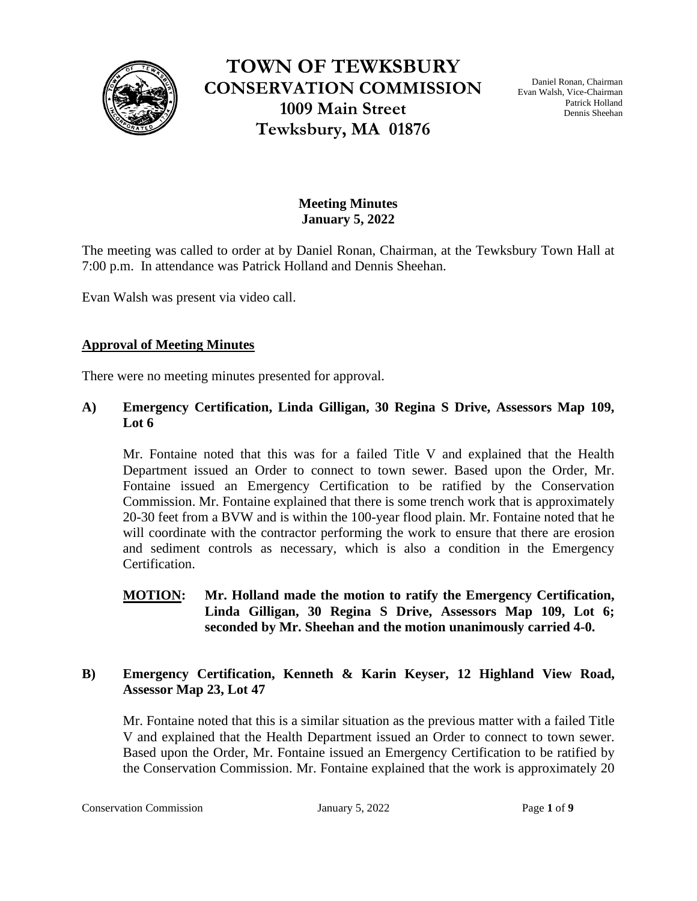# TOWN OF TEWKSBURY
## CONSERVATION COMMISSION
### 1009 Main Street
### Tewksbury, MA 01876

Daniel Ronan, Chairman
Evan Walsh, Vice-Chairman
Patrick Holland
Dennis Sheehan

**Meeting Minutes**
**January 5, 2022**

The meeting was called to order at by Daniel Ronan, Chairman, at the Tewksbury Town Hall at 7:00 p.m. In attendance was Patrick Holland and Dennis Sheehan.

Evan Walsh was present via video call.

**Approval of Meeting Minutes**

There were no meeting minutes presented for approval.

**A) Emergency Certification, Linda Gilligan, 30 Regina S Drive, Assessors Map 109, Lot 6**

Mr. Fontaine noted that this was for a failed Title V and explained that the Health Department issued an Order to connect to town sewer. Based upon the Order, Mr. Fontaine issued an Emergency Certification to be ratified by the Conservation Commission. Mr. Fontaine explained that there is some trench work that is approximately 20-30 feet from a BVW and is within the 100-year flood plain. Mr. Fontaine noted that he will coordinate with the contractor performing the work to ensure that there are erosion and sediment controls as necessary, which is also a condition in the Emergency Certification.

**MOTION: Mr. Holland made the motion to ratify the Emergency Certification, Linda Gilligan, 30 Regina S Drive, Assessors Map 109, Lot 6; seconded by Mr. Sheehan and the motion unanimously carried 4-0.**

**B) Emergency Certification, Kenneth & Karin Keyser, 12 Highland View Road, Assessor Map 23, Lot 47**

Mr. Fontaine noted that this is a similar situation as the previous matter with a failed Title V and explained that the Health Department issued an Order to connect to town sewer. Based upon the Order, Mr. Fontaine issued an Emergency Certification to be ratified by the Conservation Commission. Mr. Fontaine explained that the work is approximately 20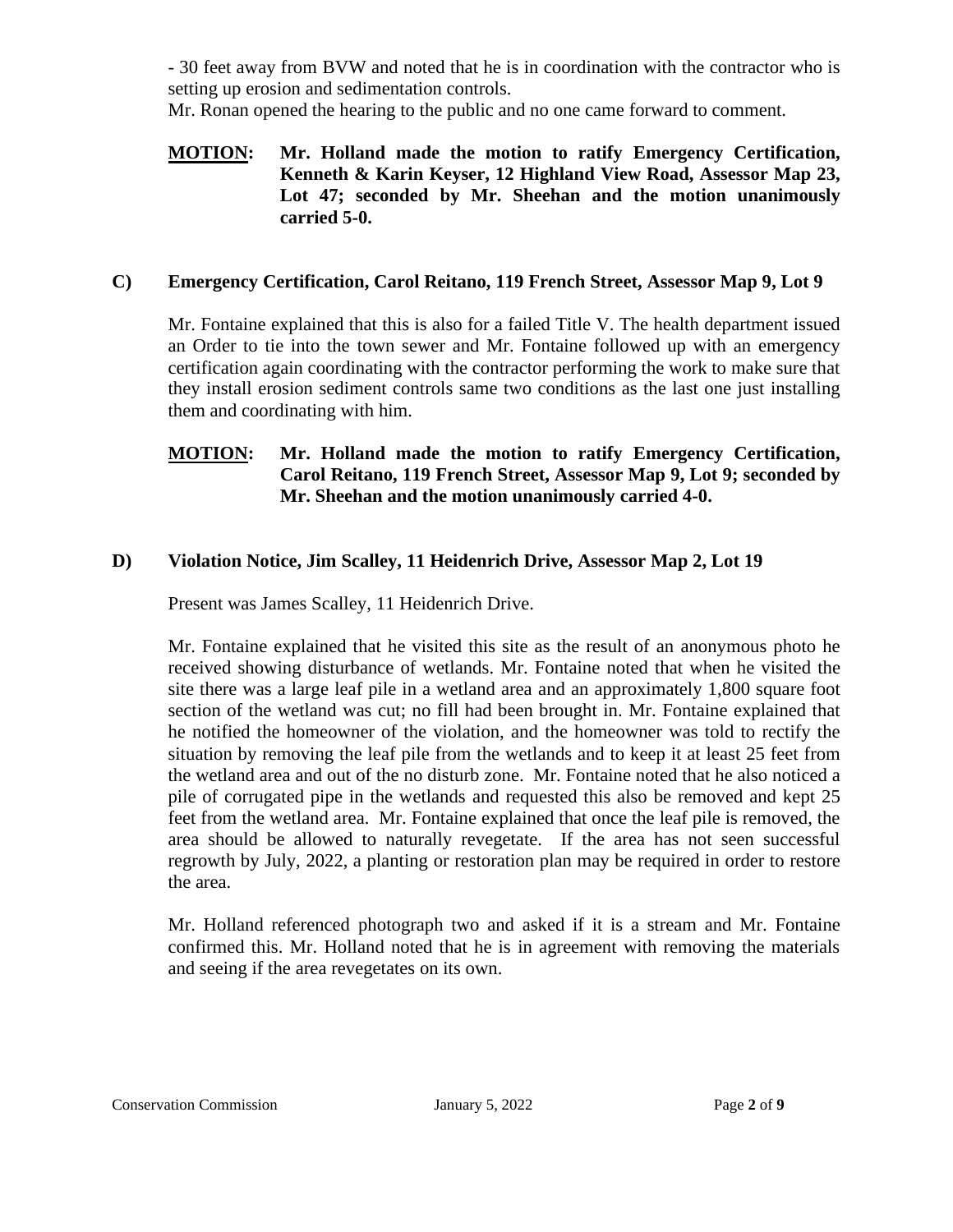- 30 feet away from BVW and noted that he is in coordination with the contractor who is setting up erosion and sedimentation controls.

Mr. Ronan opened the hearing to the public and no one came forward to comment.

**MOTION: Mr. Holland made the motion to ratify Emergency Certification, Kenneth & Karin Keyser, 12 Highland View Road, Assessor Map 23, Lot 47; seconded by Mr. Sheehan and the motion unanimously carried 5-0.**

### C) Emergency Certification, Carol Reitano, 119 French Street, Assessor Map 9, Lot 9

Mr. Fontaine explained that this is also for a failed Title V. The health department issued an Order to tie into the town sewer and Mr. Fontaine followed up with an emergency certification again coordinating with the contractor performing the work to make sure that they install erosion sediment controls same two conditions as the last one just installing them and coordinating with him.

**MOTION: Mr. Holland made the motion to ratify Emergency Certification, Carol Reitano, 119 French Street, Assessor Map 9, Lot 9; seconded by Mr. Sheehan and the motion unanimously carried 4-0.**

### D) Violation Notice, Jim Scalley, 11 Heidenrich Drive, Assessor Map 2, Lot 19

Present was James Scalley, 11 Heidenrich Drive.

Mr. Fontaine explained that he visited this site as the result of an anonymous photo he received showing disturbance of wetlands. Mr. Fontaine noted that when he visited the site there was a large leaf pile in a wetland area and an approximately 1,800 square foot section of the wetland was cut; no fill had been brought in. Mr. Fontaine explained that he notified the homeowner of the violation, and the homeowner was told to rectify the situation by removing the leaf pile from the wetlands and to keep it at least 25 feet from the wetland area and out of the no disturb zone. Mr. Fontaine noted that he also noticed a pile of corrugated pipe in the wetlands and requested this also be removed and kept 25 feet from the wetland area. Mr. Fontaine explained that once the leaf pile is removed, the area should be allowed to naturally revegetate. If the area has not seen successful regrowth by July, 2022, a planting or restoration plan may be required in order to restore the area.

Mr. Holland referenced photograph two and asked if it is a stream and Mr. Fontaine confirmed this. Mr. Holland noted that he is in agreement with removing the materials and seeing if the area revegetates on its own.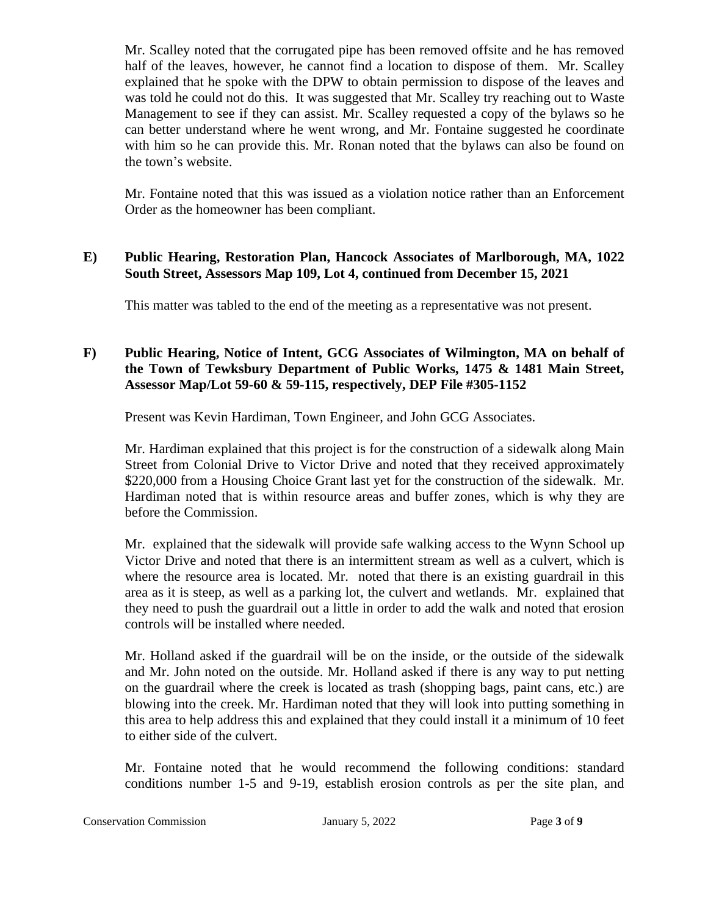Mr. Scalley noted that the corrugated pipe has been removed offsite and he has removed half of the leaves, however, he cannot find a location to dispose of them. Mr. Scalley explained that he spoke with the DPW to obtain permission to dispose of the leaves and was told he could not do this. It was suggested that Mr. Scalley try reaching out to Waste Management to see if they can assist. Mr. Scalley requested a copy of the bylaws so he can better understand where he went wrong, and Mr. Fontaine suggested he coordinate with him so he can provide this. Mr. Ronan noted that the bylaws can also be found on the town's website.

Mr. Fontaine noted that this was issued as a violation notice rather than an Enforcement Order as the homeowner has been compliant.

**E) Public Hearing, Restoration Plan, Hancock Associates of Marlborough, MA, 1022 South Street, Assessors Map 109, Lot 4, continued from December 15, 2021**

This matter was tabled to the end of the meeting as a representative was not present.

**F) Public Hearing, Notice of Intent, GCG Associates of Wilmington, MA on behalf of the Town of Tewksbury Department of Public Works, 1475 & 1481 Main Street, Assessor Map/Lot 59-60 & 59-115, respectively, DEP File #305-1152**

Present was Kevin Hardiman, Town Engineer, and John GCG Associates.

Mr. Hardiman explained that this project is for the construction of a sidewalk along Main Street from Colonial Drive to Victor Drive and noted that they received approximately $220,000 from a Housing Choice Grant last yet for the construction of the sidewalk. Mr. Hardiman noted that is within resource areas and buffer zones, which is why they are before the Commission.

Mr.  explained that the sidewalk will provide safe walking access to the Wynn School up Victor Drive and noted that there is an intermittent stream as well as a culvert, which is where the resource area is located. Mr.  noted that there is an existing guardrail in this area as it is steep, as well as a parking lot, the culvert and wetlands. Mr.  explained that they need to push the guardrail out a little in order to add the walk and noted that erosion controls will be installed where needed.

Mr. Holland asked if the guardrail will be on the inside, or the outside of the sidewalk and Mr. John noted on the outside. Mr. Holland asked if there is any way to put netting on the guardrail where the creek is located as trash (shopping bags, paint cans, etc.) are blowing into the creek. Mr. Hardiman noted that they will look into putting something in this area to help address this and explained that they could install it a minimum of 10 feet to either side of the culvert.

Mr. Fontaine noted that he would recommend the following conditions: standard conditions number 1-5 and 9-19, establish erosion controls as per the site plan, and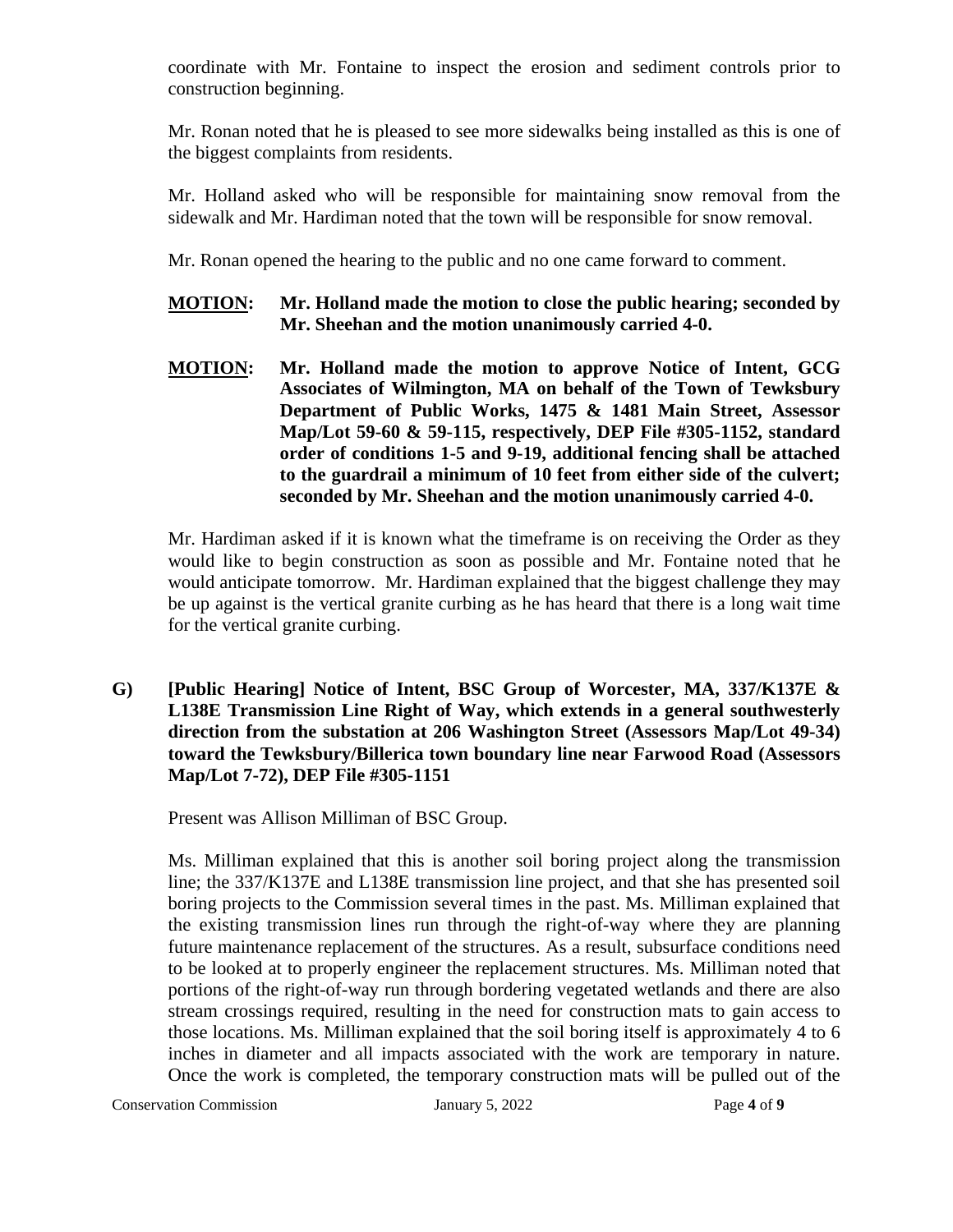coordinate with Mr. Fontaine to inspect the erosion and sediment controls prior to construction beginning.

Mr. Ronan noted that he is pleased to see more sidewalks being installed as this is one of the biggest complaints from residents.

Mr. Holland asked who will be responsible for maintaining snow removal from the sidewalk and Mr. Hardiman noted that the town will be responsible for snow removal.

Mr. Ronan opened the hearing to the public and no one came forward to comment.

**MOTION: Mr. Holland made the motion to close the public hearing; seconded by Mr. Sheehan and the motion unanimously carried 4-0.**

**MOTION: Mr. Holland made the motion to approve Notice of Intent, GCG Associates of Wilmington, MA on behalf of the Town of Tewksbury Department of Public Works, 1475 & 1481 Main Street, Assessor Map/Lot 59-60 & 59-115, respectively, DEP File #305-1152, standard order of conditions 1-5 and 9-19, additional fencing shall be attached to the guardrail a minimum of 10 feet from either side of the culvert; seconded by Mr. Sheehan and the motion unanimously carried 4-0.**

Mr. Hardiman asked if it is known what the timeframe is on receiving the Order as they would like to begin construction as soon as possible and Mr. Fontaine noted that he would anticipate tomorrow. Mr. Hardiman explained that the biggest challenge they may be up against is the vertical granite curbing as he has heard that there is a long wait time for the vertical granite curbing.

**G) [Public Hearing] Notice of Intent, BSC Group of Worcester, MA, 337/K137E & L138E Transmission Line Right of Way, which extends in a general southwesterly direction from the substation at 206 Washington Street (Assessors Map/Lot 49-34) toward the Tewksbury/Billerica town boundary line near Farwood Road (Assessors Map/Lot 7-72), DEP File #305-1151**

Present was Allison Milliman of BSC Group.

Ms. Milliman explained that this is another soil boring project along the transmission line; the 337/K137E and L138E transmission line project, and that she has presented soil boring projects to the Commission several times in the past. Ms. Milliman explained that the existing transmission lines run through the right-of-way where they are planning future maintenance replacement of the structures. As a result, subsurface conditions need to be looked at to properly engineer the replacement structures. Ms. Milliman noted that portions of the right-of-way run through bordering vegetated wetlands and there are also stream crossings required, resulting in the need for construction mats to gain access to those locations. Ms. Milliman explained that the soil boring itself is approximately 4 to 6 inches in diameter and all impacts associated with the work are temporary in nature. Once the work is completed, the temporary construction mats will be pulled out of the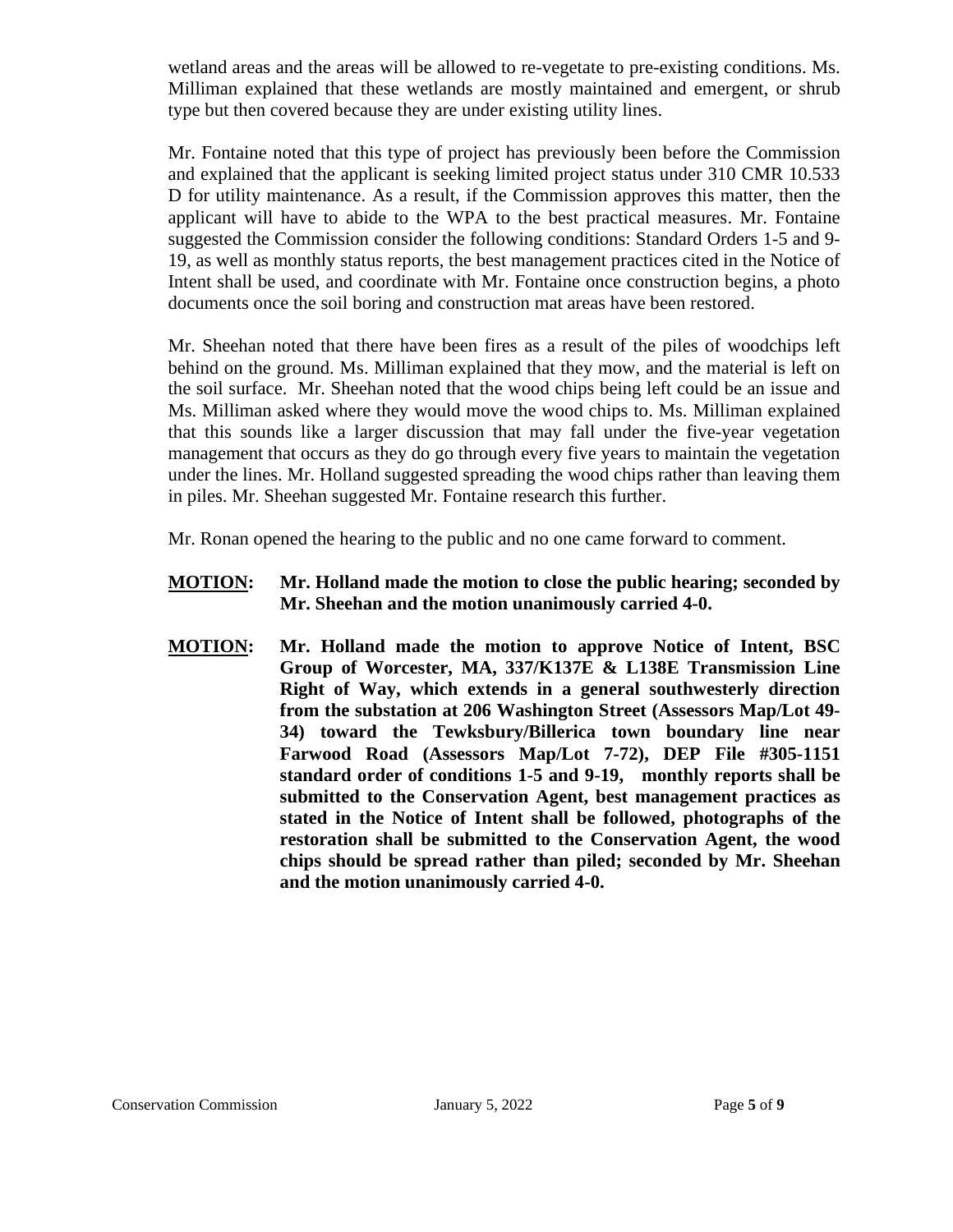wetland areas and the areas will be allowed to re-vegetate to pre-existing conditions. Ms. Milliman explained that these wetlands are mostly maintained and emergent, or shrub type but then covered because they are under existing utility lines.

Mr. Fontaine noted that this type of project has previously been before the Commission and explained that the applicant is seeking limited project status under 310 CMR 10.533 D for utility maintenance. As a result, if the Commission approves this matter, then the applicant will have to abide to the WPA to the best practical measures. Mr. Fontaine suggested the Commission consider the following conditions: Standard Orders 1-5 and 9-19, as well as monthly status reports, the best management practices cited in the Notice of Intent shall be used, and coordinate with Mr. Fontaine once construction begins, a photo documents once the soil boring and construction mat areas have been restored.

Mr. Sheehan noted that there have been fires as a result of the piles of woodchips left behind on the ground. Ms. Milliman explained that they mow, and the material is left on the soil surface. Mr. Sheehan noted that the wood chips being left could be an issue and Ms. Milliman asked where they would move the wood chips to. Ms. Milliman explained that this sounds like a larger discussion that may fall under the five-year vegetation management that occurs as they do go through every five years to maintain the vegetation under the lines. Mr. Holland suggested spreading the wood chips rather than leaving them in piles. Mr. Sheehan suggested Mr. Fontaine research this further.

Mr. Ronan opened the hearing to the public and no one came forward to comment.

**MOTION: Mr. Holland made the motion to close the public hearing; seconded by Mr. Sheehan and the motion unanimously carried 4-0.**

**MOTION: Mr. Holland made the motion to approve Notice of Intent, BSC Group of Worcester, MA, 337/K137E & L138E Transmission Line Right of Way, which extends in a general southwesterly direction from the substation at 206 Washington Street (Assessors Map/Lot 49-34) toward the Tewksbury/Billerica town boundary line near Farwood Road (Assessors Map/Lot 7-72), DEP File #305-1151 standard order of conditions 1-5 and 9-19, monthly reports shall be submitted to the Conservation Agent, best management practices as stated in the Notice of Intent shall be followed, photographs of the restoration shall be submitted to the Conservation Agent, the wood chips should be spread rather than piled; seconded by Mr. Sheehan and the motion unanimously carried 4-0.**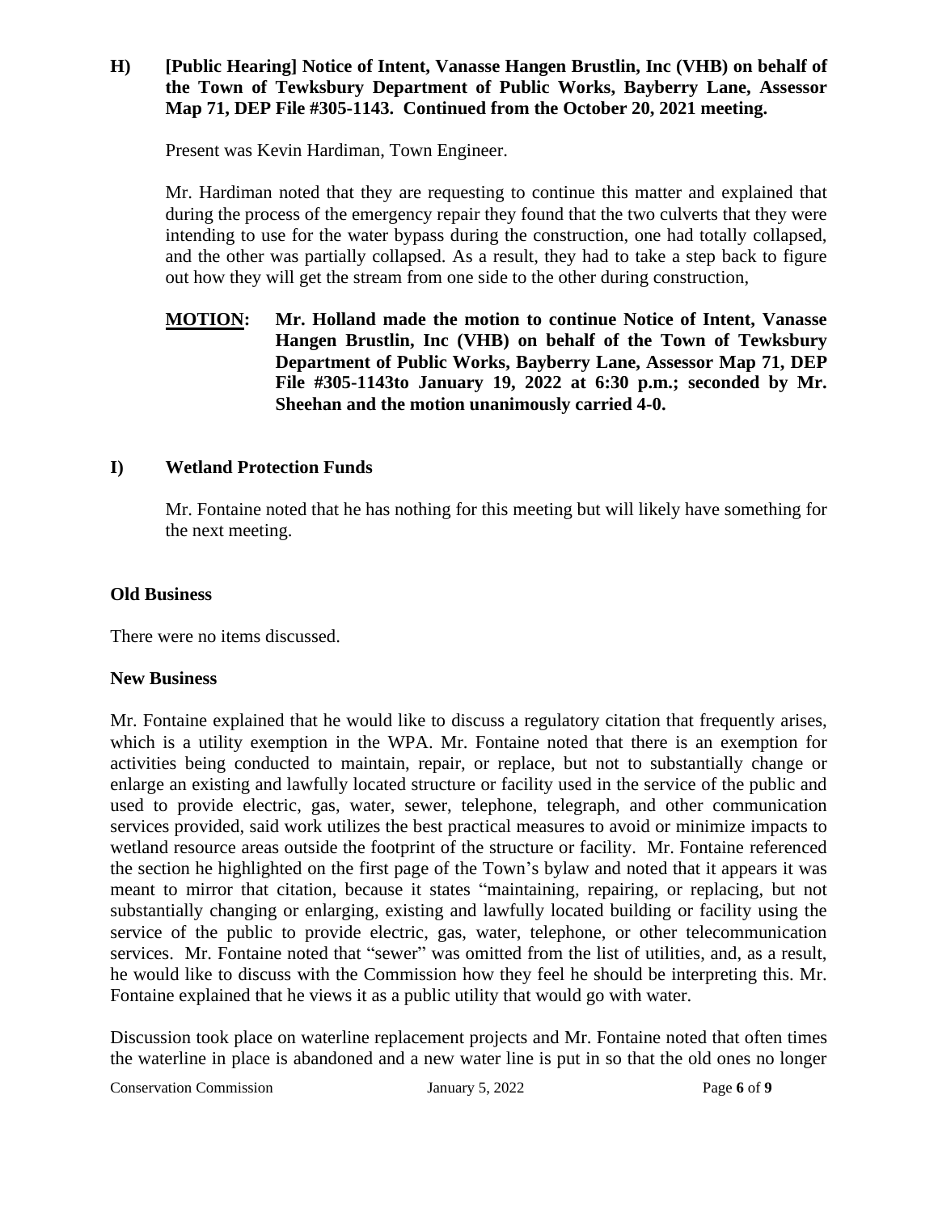**H) [Public Hearing] Notice of Intent, Vanasse Hangen Brustlin, Inc (VHB) on behalf of the Town of Tewksbury Department of Public Works, Bayberry Lane, Assessor Map 71, DEP File #305-1143. Continued from the October 20, 2021 meeting.**

Present was Kevin Hardiman, Town Engineer.

Mr. Hardiman noted that they are requesting to continue this matter and explained that during the process of the emergency repair they found that the two culverts that they were intending to use for the water bypass during the construction, one had totally collapsed, and the other was partially collapsed. As a result, they had to take a step back to figure out how they will get the stream from one side to the other during construction,

**MOTION: Mr. Holland made the motion to continue Notice of Intent, Vanasse Hangen Brustlin, Inc (VHB) on behalf of the Town of Tewksbury Department of Public Works, Bayberry Lane, Assessor Map 71, DEP File #305-1143to January 19, 2022 at 6:30 p.m.; seconded by Mr. Sheehan and the motion unanimously carried 4-0.**

**I) Wetland Protection Funds**

Mr. Fontaine noted that he has nothing for this meeting but will likely have something for the next meeting.

**Old Business**

There were no items discussed.

**New Business**

Mr. Fontaine explained that he would like to discuss a regulatory citation that frequently arises, which is a utility exemption in the WPA. Mr. Fontaine noted that there is an exemption for activities being conducted to maintain, repair, or replace, but not to substantially change or enlarge an existing and lawfully located structure or facility used in the service of the public and used to provide electric, gas, water, sewer, telephone, telegraph, and other communication services provided, said work utilizes the best practical measures to avoid or minimize impacts to wetland resource areas outside the footprint of the structure or facility. Mr. Fontaine referenced the section he highlighted on the first page of the Town's bylaw and noted that it appears it was meant to mirror that citation, because it states "maintaining, repairing, or replacing, but not substantially changing or enlarging, existing and lawfully located building or facility using the service of the public to provide electric, gas, water, telephone, or other telecommunication services. Mr. Fontaine noted that "sewer" was omitted from the list of utilities, and, as a result, he would like to discuss with the Commission how they feel he should be interpreting this. Mr. Fontaine explained that he views it as a public utility that would go with water.

Discussion took place on waterline replacement projects and Mr. Fontaine noted that often times the waterline in place is abandoned and a new water line is put in so that the old ones no longer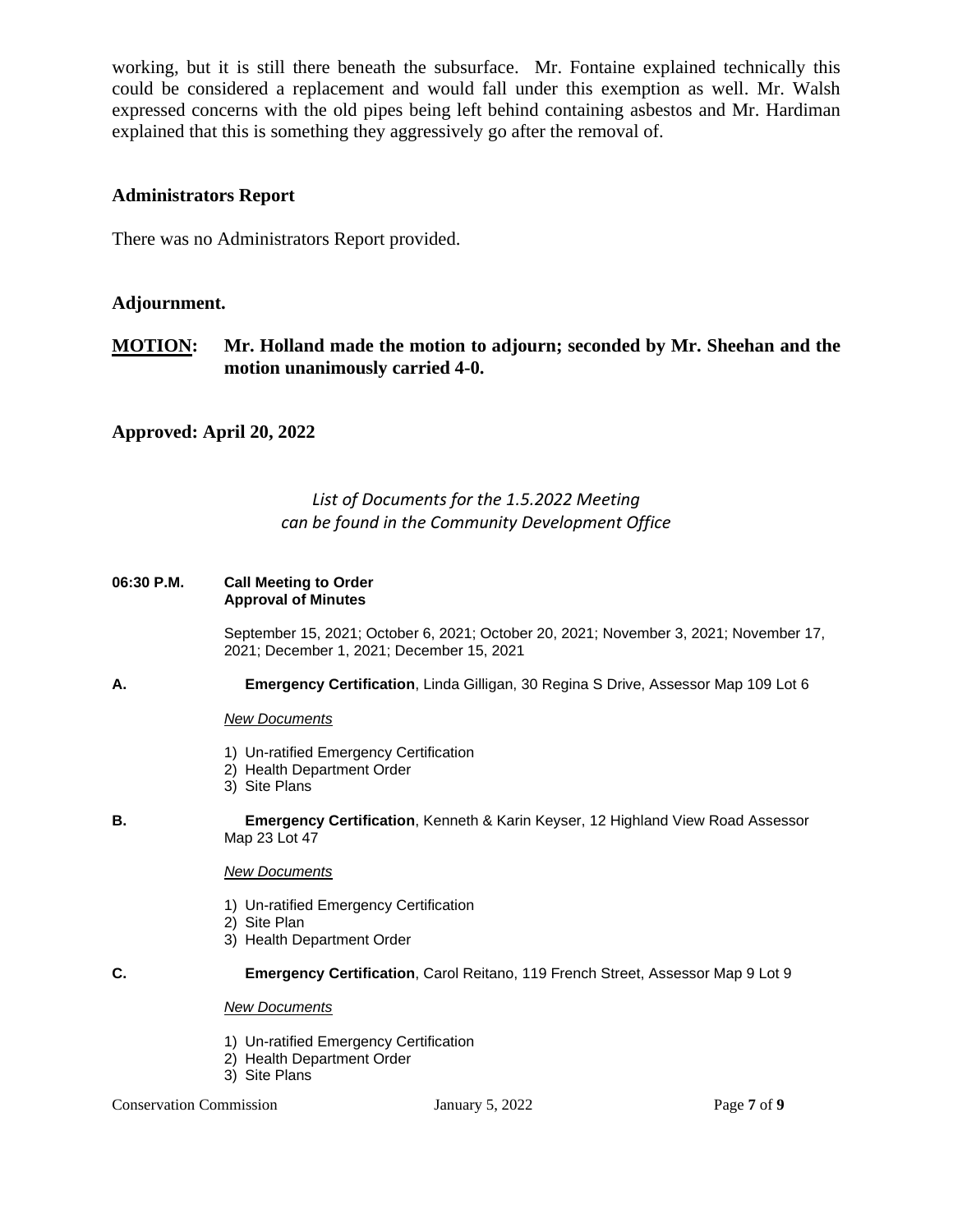working, but it is still there beneath the subsurface. Mr. Fontaine explained technically this could be considered a replacement and would fall under this exemption as well. Mr. Walsh expressed concerns with the old pipes being left behind containing asbestos and Mr. Hardiman explained that this is something they aggressively go after the removal of.

### Administrators Report

There was no Administrators Report provided.

### Adjournment.

**MOTION: Mr. Holland made the motion to adjourn; seconded by Mr. Sheehan and the motion unanimously carried 4-0.**

**Approved: April 20, 2022**

*List of Documents for the 1.5.2022 Meeting*
*can be found in the Community Development Office*

**06:30 P.M. Call Meeting to Order**
**Approval of Minutes**

September 15, 2021; October 6, 2021; October 20, 2021; November 3, 2021; November 17, 2021; December 1, 2021; December 15, 2021

**A. Emergency Certification**, Linda Gilligan, 30 Regina S Drive, Assessor Map 109 Lot 6

*New Documents*

1) Un-ratified Emergency Certification
2) Health Department Order
3) Site Plans

**B. Emergency Certification**, Kenneth & Karin Keyser, 12 Highland View Road Assessor Map 23 Lot 47

*New Documents*

1) Un-ratified Emergency Certification
2) Site Plan
3) Health Department Order

**C. Emergency Certification**, Carol Reitano, 119 French Street, Assessor Map 9 Lot 9

*New Documents*

1) Un-ratified Emergency Certification
2) Health Department Order
3) Site Plans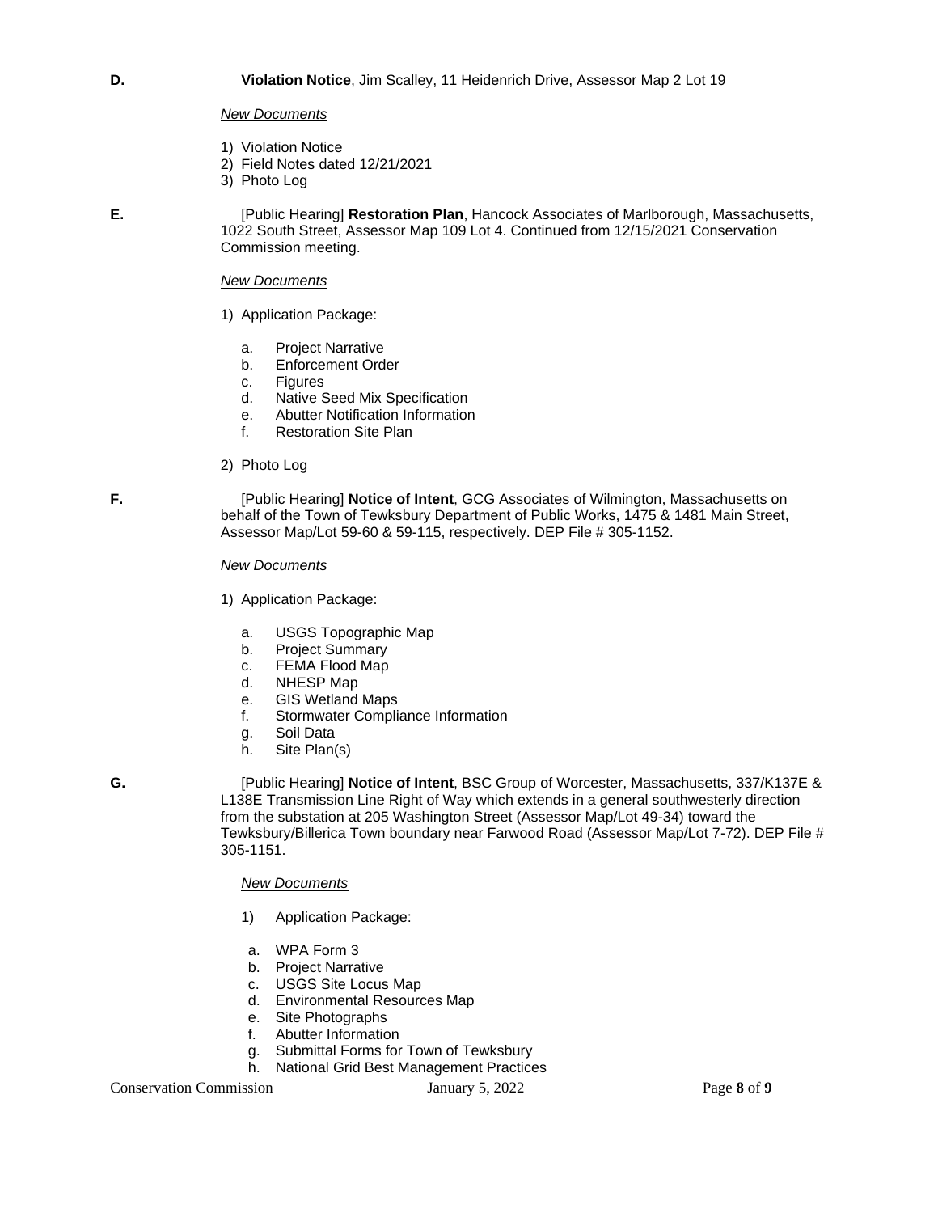**D.** **Violation Notice**, Jim Scalley, 11 Heidenrich Drive, Assessor Map 2 Lot 19

*New Documents*

1) Violation Notice
2) Field Notes dated 12/21/2021
3) Photo Log

**E.** [Public Hearing] **Restoration Plan**, Hancock Associates of Marlborough, Massachusetts, 1022 South Street, Assessor Map 109 Lot 4. Continued from 12/15/2021 Conservation Commission meeting.

*New Documents*

1) Application Package:

   a. Project Narrative
   b. Enforcement Order
   c. Figures
   d. Native Seed Mix Specification
   e. Abutter Notification Information
   f. Restoration Site Plan

2) Photo Log

**F.** [Public Hearing] **Notice of Intent**, GCG Associates of Wilmington, Massachusetts on behalf of the Town of Tewksbury Department of Public Works, 1475 & 1481 Main Street, Assessor Map/Lot 59-60 & 59-115, respectively. DEP File # 305-1152.

*New Documents*

1) Application Package:

   a. USGS Topographic Map
   b. Project Summary
   c. FEMA Flood Map
   d. NHESP Map
   e. GIS Wetland Maps
   f. Stormwater Compliance Information
   g. Soil Data
   h. Site Plan(s)

**G.** [Public Hearing] **Notice of Intent**, BSC Group of Worcester, Massachusetts, 337/K137E & L138E Transmission Line Right of Way which extends in a general southwesterly direction from the substation at 205 Washington Street (Assessor Map/Lot 49-34) toward the Tewksbury/Billerica Town boundary near Farwood Road (Assessor Map/Lot 7-72). DEP File # 305-1151.

*New Documents*

1) Application Package:

   a. WPA Form 3
   b. Project Narrative
   c. USGS Site Locus Map
   d. Environmental Resources Map
   e. Site Photographs
   f. Abutter Information
   g. Submittal Forms for Town of Tewksbury
   h. National Grid Best Management Practices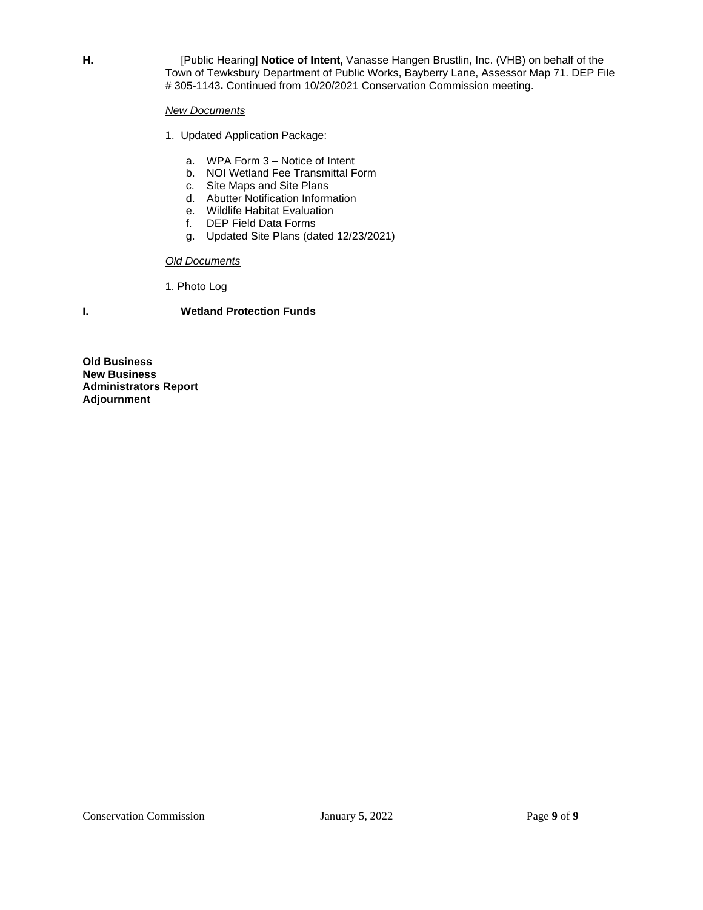**H.** [Public Hearing] **Notice of Intent,** Vanasse Hangen Brustlin, Inc. (VHB) on behalf of the Town of Tewksbury Department of Public Works, Bayberry Lane, Assessor Map 71. DEP File # 305-1143**.** Continued from 10/20/2021 Conservation Commission meeting.

*New Documents*

1. Updated Application Package:

   a. WPA Form 3 – Notice of Intent
   b. NOI Wetland Fee Transmittal Form
   c. Site Maps and Site Plans
   d. Abutter Notification Information
   e. Wildlife Habitat Evaluation
   f. DEP Field Data Forms
   g. Updated Site Plans (dated 12/23/2021)

*Old Documents*

1. Photo Log

**I. Wetland Protection Funds**

**Old Business**
**New Business**
**Administrators Report**
**Adjournment**